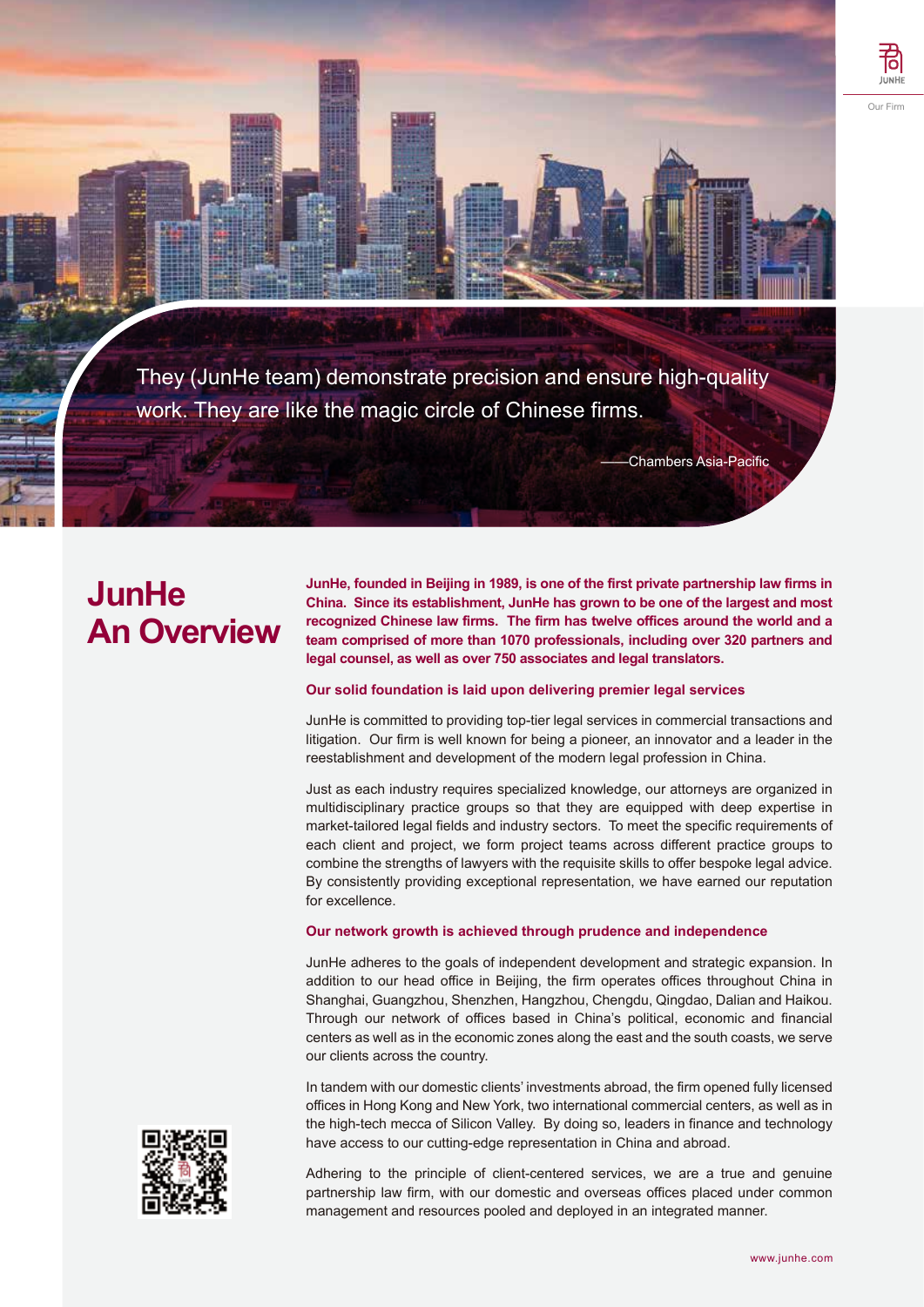JUNHE

Our Firm

They (JunHe team) demonstrate precision and ensure high-quality work. They are like the magic circle of Chinese firms.

——Chambers Asia-Pacific

# JunHe An Overview

**JunHe, founded in Beijing in 1989, is one of the first private partnership law firms in China. Since its establishment, JunHe has grown to be one of the largest and most recognized Chinese law firms. The firm has twelve offices around the world and a team comprised of more than 1070 professionals, including over 320 partners and legal counsel, as well as over 750 associates and legal translators.**

## Our solid foundation is laid upon delivering premier legal services

JunHe is committed to providing top-tier legal services in commercial transactions and litigation. Our firm is well known for being a pioneer, an innovator and a leader in the reestablishment and development of the modern legal profession in China.

Just as each industry requires specialized knowledge, our attorneys are organized in multidisciplinary practice groups so that they are equipped with deep expertise in market-tailored legal fields and industry sectors. To meet the specific requirements of each client and project, we form project teams across different practice groups to combine the strengths of lawyers with the requisite skills to offer bespoke legal advice. By consistently providing exceptional representation, we have earned our reputation for excellence.

## Our network growth is achieved through prudence and independence

JunHe adheres to the goals of independent development and strategic expansion. In addition to our head office in Beijing, the firm operates offices throughout China in Shanghai, Guangzhou, Shenzhen, Hangzhou, Chengdu, Qingdao, Dalian and Haikou. Through our network of offices based in China's political, economic and financial centers as well as in the economic zones along the east and the south coasts, we serve our clients across the country.

In tandem with our domestic clients' investments abroad, the firm opened fully licensed offices in Hong Kong and New York, two international commercial centers, as well as in the high-tech mecca of Silicon Valley. By doing so, leaders in finance and technology have access to our cutting-edge representation in China and abroad.

Adhering to the principle of client-centered services, we are a true and genuine partnership law firm, with our domestic and overseas offices placed under common management and resources pooled and deployed in an integrated manner.

www.junhe.com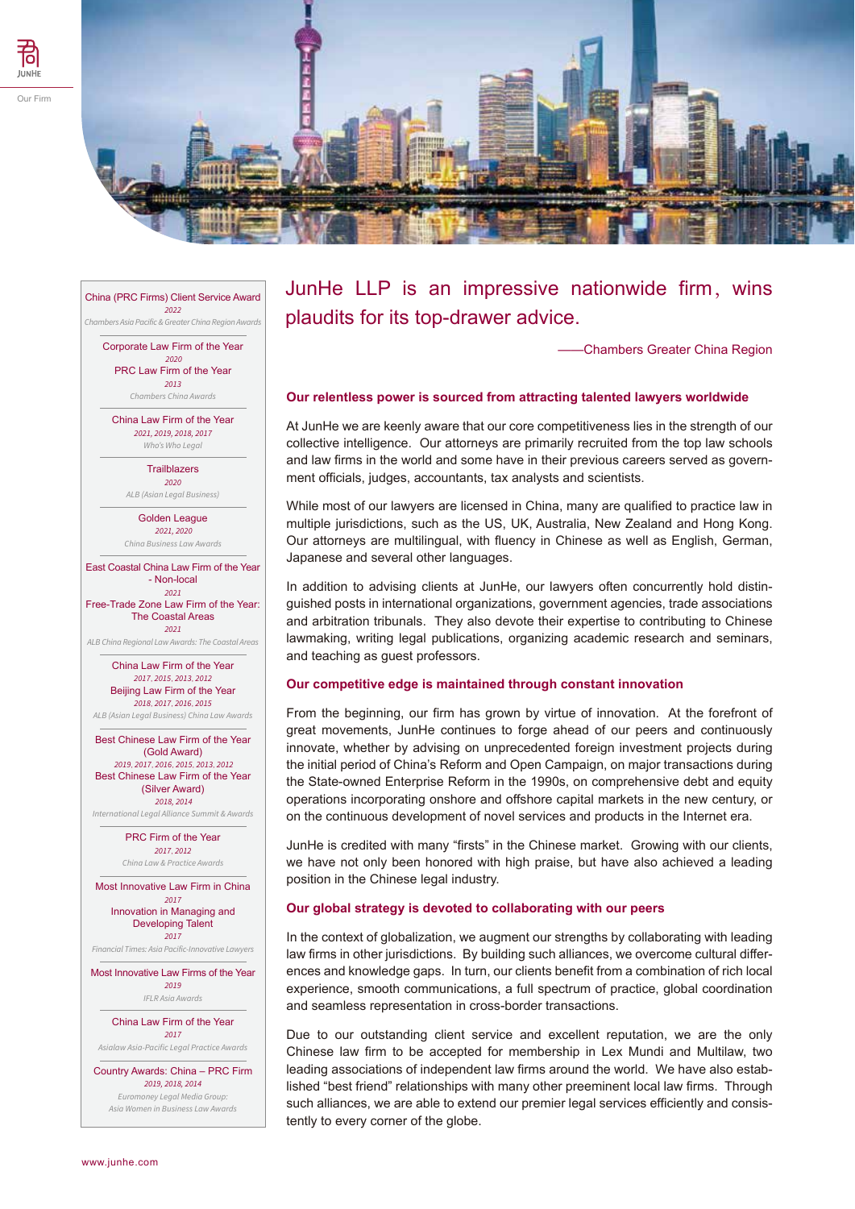JunHe

Our Firm

China (PRC Firms) Client Service Award
*2022*
*Chambers Asia Pacific & Greater China Region Awards*

Corporate Law Firm of the Year
*2020*
PRC Law Firm of the Year
*2013*
*Chambers China Awards*

China Law Firm of the Year
*2021, 2019, 2018, 2017*
*Who's Who Legal*

Trailblazers
*2020*
*ALB (Asian Legal Business)*

Golden League
*2021, 2020*
*China Business Law Awards*

East Coastal China Law Firm of the Year - Non-local
*2021*
Free-Trade Zone Law Firm of the Year: The Coastal Areas
*2021*
*ALB China Regional Law Awards: The Coastal Areas*

China Law Firm of the Year
*2017, 2015, 2013, 2012*
Beijing Law Firm of the Year
*2018, 2017, 2016, 2015*
*ALB (Asian Legal Business) China Law Awards*

Best Chinese Law Firm of the Year (Gold Award)
*2019, 2017, 2016, 2015, 2013, 2012*
Best Chinese Law Firm of the Year (Silver Award)
*2018, 2014*
*International Legal Alliance Summit & Awards*

PRC Firm of the Year
*2017, 2012*
*China Law & Practice Awards*

Most Innovative Law Firm in China
*2017*
Innovation in Managing and Developing Talent
*2017*
*Financial Times: Asia Pacific-Innovative Lawyers*

Most Innovative Law Firms of the Year
*2019*
*IFLR Asia Awards*

China Law Firm of the Year
*2017*
*Asialaw Asia-Pacific Legal Practice Awards*

Country Awards: China – PRC Firm
*2019, 2018, 2014*
*Euromoney Legal Media Group: Asia Women in Business Law Awards*

# JunHe LLP is an impressive nationwide firm, wins plaudits for its top-drawer advice.

——Chambers Greater China Region

## Our relentless power is sourced from attracting talented lawyers worldwide

At JunHe we are keenly aware that our core competitiveness lies in the strength of our collective intelligence. Our attorneys are primarily recruited from the top law schools and law firms in the world and some have in their previous careers served as government officials, judges, accountants, tax analysts and scientists.

While most of our lawyers are licensed in China, many are qualified to practice law in multiple jurisdictions, such as the US, UK, Australia, New Zealand and Hong Kong. Our attorneys are multilingual, with fluency in Chinese as well as English, German, Japanese and several other languages.

In addition to advising clients at JunHe, our lawyers often concurrently hold distinguished posts in international organizations, government agencies, trade associations and arbitration tribunals. They also devote their expertise to contributing to Chinese lawmaking, writing legal publications, organizing academic research and seminars, and teaching as guest professors.

## Our competitive edge is maintained through constant innovation

From the beginning, our firm has grown by virtue of innovation. At the forefront of great movements, JunHe continues to forge ahead of our peers and continuously innovate, whether by advising on unprecedented foreign investment projects during the initial period of China's Reform and Open Campaign, on major transactions during the State-owned Enterprise Reform in the 1990s, on comprehensive debt and equity operations incorporating onshore and offshore capital markets in the new century, or on the continuous development of novel services and products in the Internet era.

JunHe is credited with many "firsts" in the Chinese market. Growing with our clients, we have not only been honored with high praise, but have also achieved a leading position in the Chinese legal industry.

## Our global strategy is devoted to collaborating with our peers

In the context of globalization, we augment our strengths by collaborating with leading law firms in other jurisdictions. By building such alliances, we overcome cultural differences and knowledge gaps. In turn, our clients benefit from a combination of rich local experience, smooth communications, a full spectrum of practice, global coordination and seamless representation in cross-border transactions.

Due to our outstanding client service and excellent reputation, we are the only Chinese law firm to be accepted for membership in Lex Mundi and Multilaw, two leading associations of independent law firms around the world. We have also established "best friend" relationships with many other preeminent local law firms. Through such alliances, we are able to extend our premier legal services efficiently and consistently to every corner of the globe.

www.junhe.com